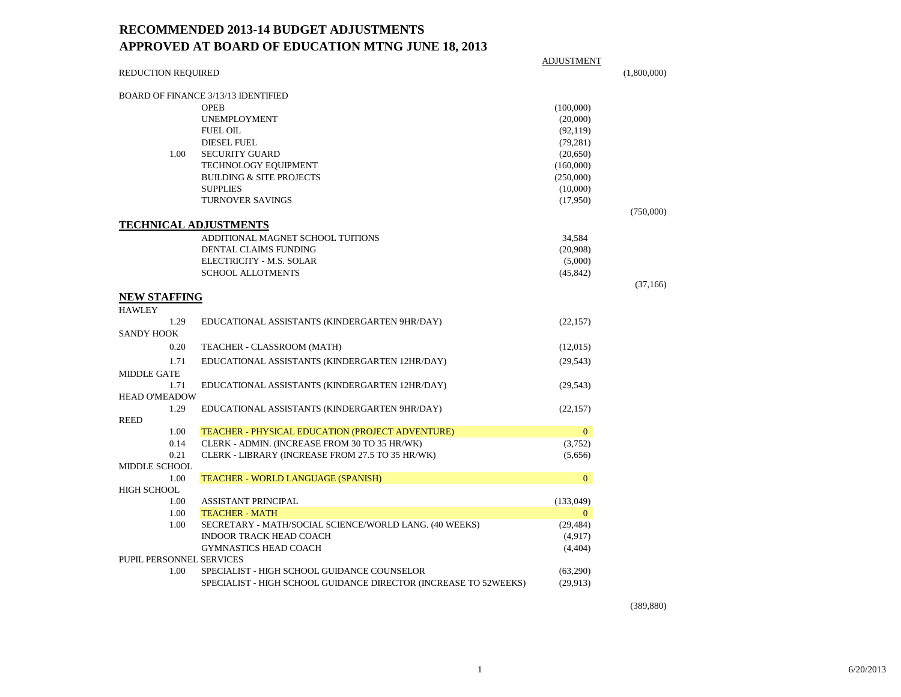# RECOMMENDED 2013-14 BUDGET ADJUSTMENTS
# APPROVED AT BOARD OF EDUCATION MTNG JUNE 18, 2013

| FTE | Item | ADJUSTMENT | Total |
|---|---|---|---|
| | REDUCTION REQUIRED | | (1,800,000) |
| | | | |
| | BOARD OF FINANCE 3/13/13 IDENTIFIED | | |
| | OPEB | (100,000) | |
| | UNEMPLOYMENT | (20,000) | |
| | FUEL OIL | (92,119) | |
| | DIESEL FUEL | (79,281) | |
| 1.00 | SECURITY GUARD | (20,650) | |
| | TECHNOLOGY EQUIPMENT | (160,000) | |
| | BUILDING & SITE PROJECTS | (250,000) | |
| | SUPPLIES | (10,000) | |
| | TURNOVER SAVINGS | (17,950) | |
| | | | (750,000) |
| | **TECHNICAL ADJUSTMENTS** | | |
| | ADDITIONAL MAGNET SCHOOL TUITIONS | 34,584 | |
| | DENTAL CLAIMS FUNDING | (20,908) | |
| | ELECTRICITY - M.S. SOLAR | (5,000) | |
| | SCHOOL ALLOTMENTS | (45,842) | |
| | | | (37,166) |
| | **NEW STAFFING** | | |
| | HAWLEY | | |
| 1.29 | EDUCATIONAL ASSISTANTS (KINDERGARTEN 9HR/DAY) | (22,157) | |
| | SANDY HOOK | | |
| 0.20 | TEACHER - CLASSROOM (MATH) | (12,015) | |
| 1.71 | EDUCATIONAL ASSISTANTS (KINDERGARTEN 12HR/DAY) | (29,543) | |
| | MIDDLE GATE | | |
| 1.71 | EDUCATIONAL ASSISTANTS (KINDERGARTEN 12HR/DAY) | (29,543) | |
| | HEAD O'MEADOW | | |
| 1.29 | EDUCATIONAL ASSISTANTS (KINDERGARTEN 9HR/DAY) | (22,157) | |
| | REED | | |
| 1.00 | TEACHER - PHYSICAL EDUCATION (PROJECT ADVENTURE) | 0 | |
| 0.14 | CLERK - ADMIN. (INCREASE FROM 30 TO 35 HR/WK) | (3,752) | |
| 0.21 | CLERK - LIBRARY (INCREASE FROM 27.5 TO 35 HR/WK) | (5,656) | |
| | MIDDLE SCHOOL | | |
| 1.00 | TEACHER - WORLD LANGUAGE (SPANISH) | 0 | |
| | HIGH SCHOOL | | |
| 1.00 | ASSISTANT PRINCIPAL | (133,049) | |
| 1.00 | TEACHER - MATH | 0 | |
| 1.00 | SECRETARY - MATH/SOCIAL SCIENCE/WORLD LANG. (40 WEEKS) | (29,484) | |
| | INDOOR TRACK HEAD COACH | (4,917) | |
| | GYMNASTICS HEAD COACH | (4,404) | |
| | PUPIL PERSONNEL SERVICES | | |
| 1.00 | SPECIALIST - HIGH SCHOOL GUIDANCE COUNSELOR | (63,290) | |
| | SPECIALIST - HIGH SCHOOL GUIDANCE DIRECTOR (INCREASE TO 52WEEKS) | (29,913) | |
| | | | (389,880) |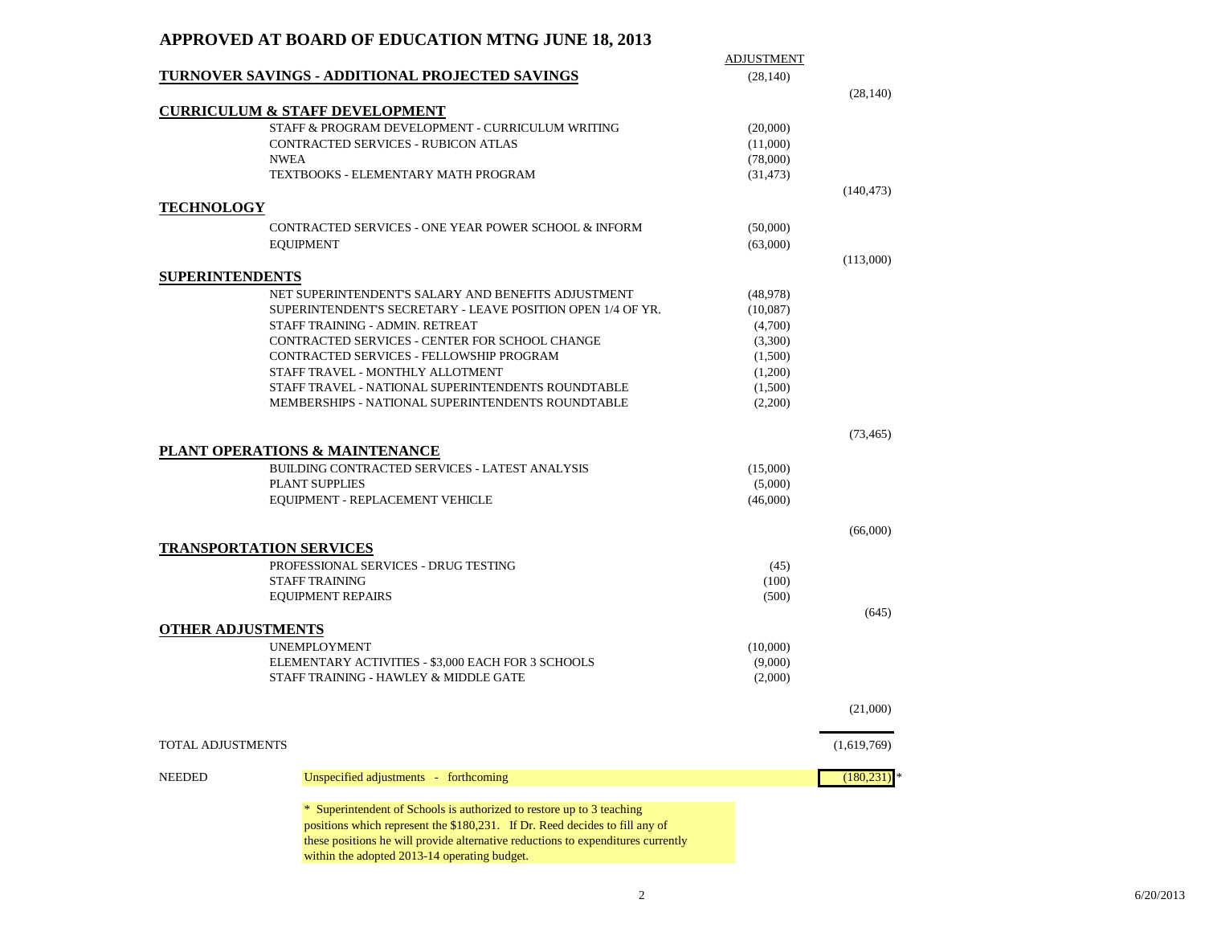# APPROVED AT BOARD OF EDUCATION MTNG JUNE 18, 2013

| | | ADJUSTMENT | |
|---|---|---|---|
| **TURNOVER SAVINGS - ADDITIONAL PROJECTED SAVINGS** | | (28,140) | |
| | | | (28,140) |
| **CURRICULUM & STAFF DEVELOPMENT** | | | |
| | STAFF & PROGRAM DEVELOPMENT - CURRICULUM WRITING | (20,000) | |
| | CONTRACTED SERVICES - RUBICON ATLAS | (11,000) | |
| | NWEA | (78,000) | |
| | TEXTBOOKS - ELEMENTARY MATH PROGRAM | (31,473) | |
| | | | (140,473) |
| **TECHNOLOGY** | | | |
| | CONTRACTED SERVICES - ONE YEAR POWER SCHOOL & INFORM | (50,000) | |
| | EQUIPMENT | (63,000) | |
| | | | (113,000) |
| **SUPERINTENDENTS** | | | |
| | NET SUPERINTENDENT'S SALARY AND BENEFITS ADJUSTMENT | (48,978) | |
| | SUPERINTENDENT'S SECRETARY - LEAVE POSITION OPEN 1/4 OF YR. | (10,087) | |
| | STAFF TRAINING - ADMIN. RETREAT | (4,700) | |
| | CONTRACTED SERVICES - CENTER FOR SCHOOL CHANGE | (3,300) | |
| | CONTRACTED SERVICES - FELLOWSHIP PROGRAM | (1,500) | |
| | STAFF TRAVEL - MONTHLY ALLOTMENT | (1,200) | |
| | STAFF TRAVEL - NATIONAL SUPERINTENDENTS ROUNDTABLE | (1,500) | |
| | MEMBERSHIPS - NATIONAL SUPERINTENDENTS ROUNDTABLE | (2,200) | |
| | | | (73,465) |
| **PLANT OPERATIONS & MAINTENANCE** | | | |
| | BUILDING CONTRACTED SERVICES - LATEST ANALYSIS | (15,000) | |
| | PLANT SUPPLIES | (5,000) | |
| | EQUIPMENT - REPLACEMENT VEHICLE | (46,000) | |
| | | | (66,000) |
| **TRANSPORTATION SERVICES** | | | |
| | PROFESSIONAL SERVICES - DRUG TESTING | (45) | |
| | STAFF TRAINING | (100) | |
| | EQUIPMENT REPAIRS | (500) | |
| | | | (645) |
| **OTHER ADJUSTMENTS** | | | |
| | UNEMPLOYMENT | (10,000) | |
| | ELEMENTARY ACTIVITIES - $3,000 EACH FOR 3 SCHOOLS | (9,000) | |
| | STAFF TRAINING - HAWLEY & MIDDLE GATE | (2,000) | |
| | | | (21,000) |
| TOTAL ADJUSTMENTS | | | (1,619,769) |
| NEEDED | Unspecified adjustments - forthcoming | | (180,231) * |

\* Superintendent of Schools is authorized to restore up to 3 teaching positions which represent the $180,231. If Dr. Reed decides to fill any of these positions he will provide alternative reductions to expenditures currently within the adopted 2013-14 operating budget.